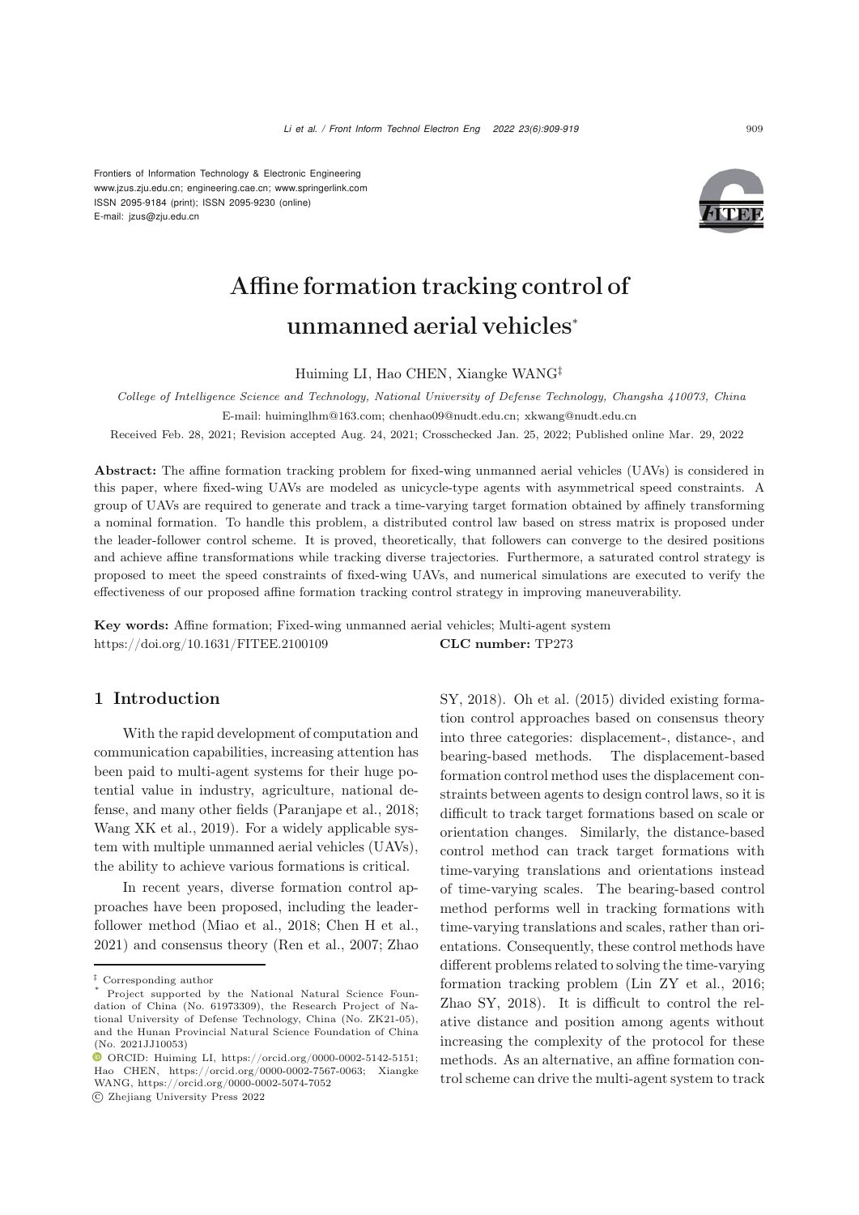Frontiers of Information Technology & Electronic Engineering
www.jzus.zju.edu.cn; engineering.cae.cn; www.springerlink.com
ISSN 2095-9184 (print); ISSN 2095-9230 (online)
E-mail: jzus@zju.edu.cn

# Affine formation tracking control of unmanned aerial vehicles*

Huiming LI, Hao CHEN, Xiangke WANG‡

*College of Intelligence Science and Technology, National University of Defense Technology, Changsha 410073, China*

E-mail: huiminglhm@163.com; chenhao09@nudt.edu.cn; xkwang@nudt.edu.cn

Received Feb. 28, 2021; Revision accepted Aug. 24, 2021; Crosschecked Jan. 25, 2022; Published online Mar. 29, 2022

**Abstract:** The affine formation tracking problem for fixed-wing unmanned aerial vehicles (UAVs) is considered in this paper, where fixed-wing UAVs are modeled as unicycle-type agents with asymmetrical speed constraints. A group of UAVs are required to generate and track a time-varying target formation obtained by affinely transforming a nominal formation. To handle this problem, a distributed control law based on stress matrix is proposed under the leader-follower control scheme. It is proved, theoretically, that followers can converge to the desired positions and achieve affine transformations while tracking diverse trajectories. Furthermore, a saturated control strategy is proposed to meet the speed constraints of fixed-wing UAVs, and numerical simulations are executed to verify the effectiveness of our proposed affine formation tracking control strategy in improving maneuverability.

**Key words:** Affine formation; Fixed-wing unmanned aerial vehicles; Multi-agent system
https://doi.org/10.1631/FITEE.2100109 **CLC number:** TP273

## 1 Introduction

With the rapid development of computation and communication capabilities, increasing attention has been paid to multi-agent systems for their huge potential value in industry, agriculture, national defense, and many other fields (Paranjape et al., 2018; Wang XK et al., 2019). For a widely applicable system with multiple unmanned aerial vehicles (UAVs), the ability to achieve various formations is critical.

In recent years, diverse formation control approaches have been proposed, including the leader-follower method (Miao et al., 2018; Chen H et al., 2021) and consensus theory (Ren et al., 2007; Zhao SY, 2018). Oh et al. (2015) divided existing formation control approaches based on consensus theory into three categories: displacement-, distance-, and bearing-based methods. The displacement-based formation control method uses the displacement constraints between agents to design control laws, so it is difficult to track target formations based on scale or orientation changes. Similarly, the distance-based control method can track target formations with time-varying translations and orientations instead of time-varying scales. The bearing-based control method performs well in tracking formations with time-varying translations and scales, rather than orientations. Consequently, these control methods have different problems related to solving the time-varying formation tracking problem (Lin ZY et al., 2016; Zhao SY, 2018). It is difficult to control the relative distance and position among agents without increasing the complexity of the protocol for these methods. As an alternative, an affine formation control scheme can drive the multi-agent system to track

‡ Corresponding author

\* Project supported by the National Natural Science Foundation of China (No. 61973309), the Research Project of National University of Defense Technology, China (No. ZK21-05), and the Hunan Provincial Natural Science Foundation of China (No. 2021JJ10053)

ORCID: Huiming LI, https://orcid.org/0000-0002-5142-5151; Hao CHEN, https://orcid.org/0000-0002-7567-0063; Xiangke WANG, https://orcid.org/0000-0002-5074-7052

© Zhejiang University Press 2022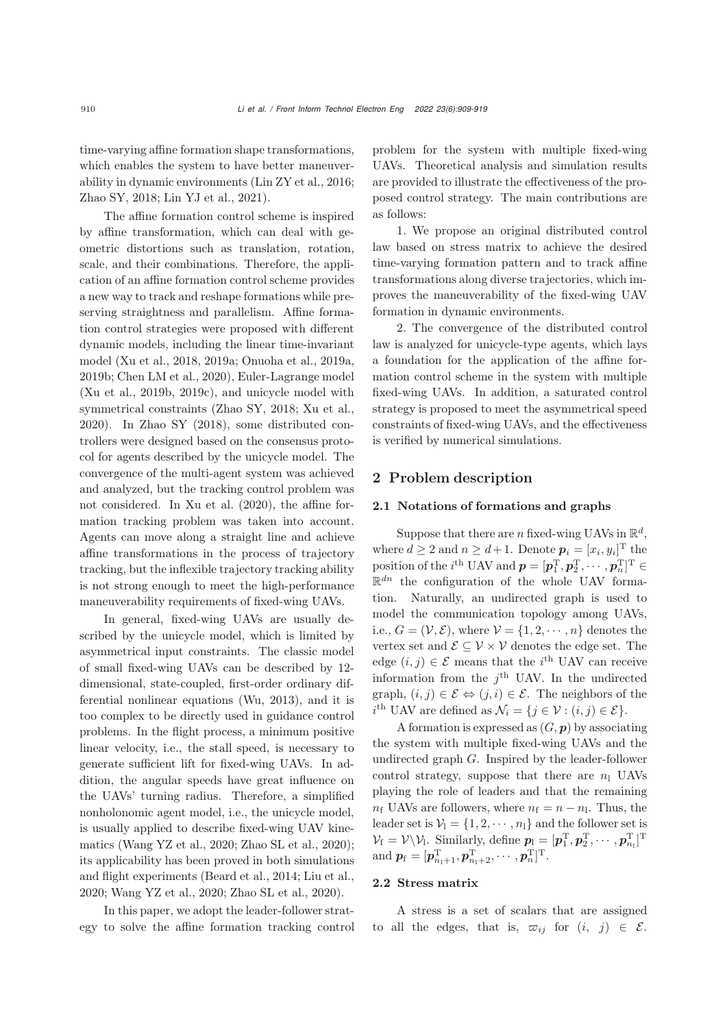time-varying affine formation shape transformations, which enables the system to have better maneuverability in dynamic environments (Lin ZY et al., 2016; Zhao SY, 2018; Lin YJ et al., 2021).

The affine formation control scheme is inspired by affine transformation, which can deal with geometric distortions such as translation, rotation, scale, and their combinations. Therefore, the application of an affine formation control scheme provides a new way to track and reshape formations while preserving straightness and parallelism. Affine formation control strategies were proposed with different dynamic models, including the linear time-invariant model (Xu et al., 2018, 2019a; Onuoha et al., 2019a, 2019b; Chen LM et al., 2020), Euler-Lagrange model (Xu et al., 2019b, 2019c), and unicycle model with symmetrical constraints (Zhao SY, 2018; Xu et al., 2020). In Zhao SY (2018), some distributed controllers were designed based on the consensus protocol for agents described by the unicycle model. The convergence of the multi-agent system was achieved and analyzed, but the tracking control problem was not considered. In Xu et al. (2020), the affine formation tracking problem was taken into account. Agents can move along a straight line and achieve affine transformations in the process of trajectory tracking, but the inflexible trajectory tracking ability is not strong enough to meet the high-performance maneuverability requirements of fixed-wing UAVs.

In general, fixed-wing UAVs are usually described by the unicycle model, which is limited by asymmetrical input constraints. The classic model of small fixed-wing UAVs can be described by 12-dimensional, state-coupled, first-order ordinary differential nonlinear equations (Wu, 2013), and it is too complex to be directly used in guidance control problems. In the flight process, a minimum positive linear velocity, i.e., the stall speed, is necessary to generate sufficient lift for fixed-wing UAVs. In addition, the angular speeds have great influence on the UAVs' turning radius. Therefore, a simplified nonholonomic agent model, i.e., the unicycle model, is usually applied to describe fixed-wing UAV kinematics (Wang YZ et al., 2020; Zhao SL et al., 2020); its applicability has been proved in both simulations and flight experiments (Beard et al., 2014; Liu et al., 2020; Wang YZ et al., 2020; Zhao SL et al., 2020).

In this paper, we adopt the leader-follower strategy to solve the affine formation tracking control problem for the system with multiple fixed-wing UAVs. Theoretical analysis and simulation results are provided to illustrate the effectiveness of the proposed control strategy. The main contributions are as follows:

1. We propose an original distributed control law based on stress matrix to achieve the desired time-varying formation pattern and to track affine transformations along diverse trajectories, which improves the maneuverability of the fixed-wing UAV formation in dynamic environments.

2. The convergence of the distributed control law is analyzed for unicycle-type agents, which lays a foundation for the application of the affine formation control scheme in the system with multiple fixed-wing UAVs. In addition, a saturated control strategy is proposed to meet the asymmetrical speed constraints of fixed-wing UAVs, and the effectiveness is verified by numerical simulations.

## 2 Problem description

### 2.1 Notations of formations and graphs

Suppose that there are $n$ fixed-wing UAVs in $\mathbb{R}^d$, where $d \geq 2$ and $n \geq d+1$. Denote $\boldsymbol{p}_i = [x_i, y_i]^{\mathrm{T}}$ the position of the $i^{\text{th}}$ UAV and $\boldsymbol{p} = [\boldsymbol{p}_1^{\mathrm{T}}, \boldsymbol{p}_2^{\mathrm{T}}, \cdots, \boldsymbol{p}_n^{\mathrm{T}}]^{\mathrm{T}} \in \mathbb{R}^{dn}$ the configuration of the whole UAV formation. Naturally, an undirected graph is used to model the communication topology among UAVs, i.e., $G = (\mathcal{V}, \mathcal{E})$, where $\mathcal{V} = \{1, 2, \cdots, n\}$ denotes the vertex set and $\mathcal{E} \subseteq \mathcal{V} \times \mathcal{V}$ denotes the edge set. The edge $(i, j) \in \mathcal{E}$ means that the $i^{\text{th}}$ UAV can receive information from the $j^{\text{th}}$ UAV. In the undirected graph, $(i, j) \in \mathcal{E} \Leftrightarrow (j, i) \in \mathcal{E}$. The neighbors of the $i^{\text{th}}$ UAV are defined as $\mathcal{N}_i = \{j \in \mathcal{V} : (i, j) \in \mathcal{E}\}$.

A formation is expressed as $(G, \boldsymbol{p})$ by associating the system with multiple fixed-wing UAVs and the undirected graph $G$. Inspired by the leader-follower control strategy, suppose that there are $n_{\mathrm{l}}$ UAVs playing the role of leaders and that the remaining $n_{\mathrm{f}}$ UAVs are followers, where $n_{\mathrm{f}} = n - n_{\mathrm{l}}$. Thus, the leader set is $\mathcal{V}_{\mathrm{l}} = \{1, 2, \cdots, n_{\mathrm{l}}\}$ and the follower set is $\mathcal{V}_{\mathrm{f}} = \mathcal{V} \backslash \mathcal{V}_{\mathrm{l}}$. Similarly, define $\boldsymbol{p}_{\mathrm{l}} = [\boldsymbol{p}_1^{\mathrm{T}}, \boldsymbol{p}_2^{\mathrm{T}}, \cdots, \boldsymbol{p}_{n_{\mathrm{l}}}^{\mathrm{T}}]^{\mathrm{T}}$ and $\boldsymbol{p}_{\mathrm{f}} = [\boldsymbol{p}_{n_{\mathrm{l}}+1}^{\mathrm{T}}, \boldsymbol{p}_{n_{\mathrm{l}}+2}^{\mathrm{T}}, \cdots, \boldsymbol{p}_n^{\mathrm{T}}]^{\mathrm{T}}$.

### 2.2 Stress matrix

A stress is a set of scalars that are assigned to all the edges, that is, $\varpi_{ij}$ for $(i, j) \in \mathcal{E}$.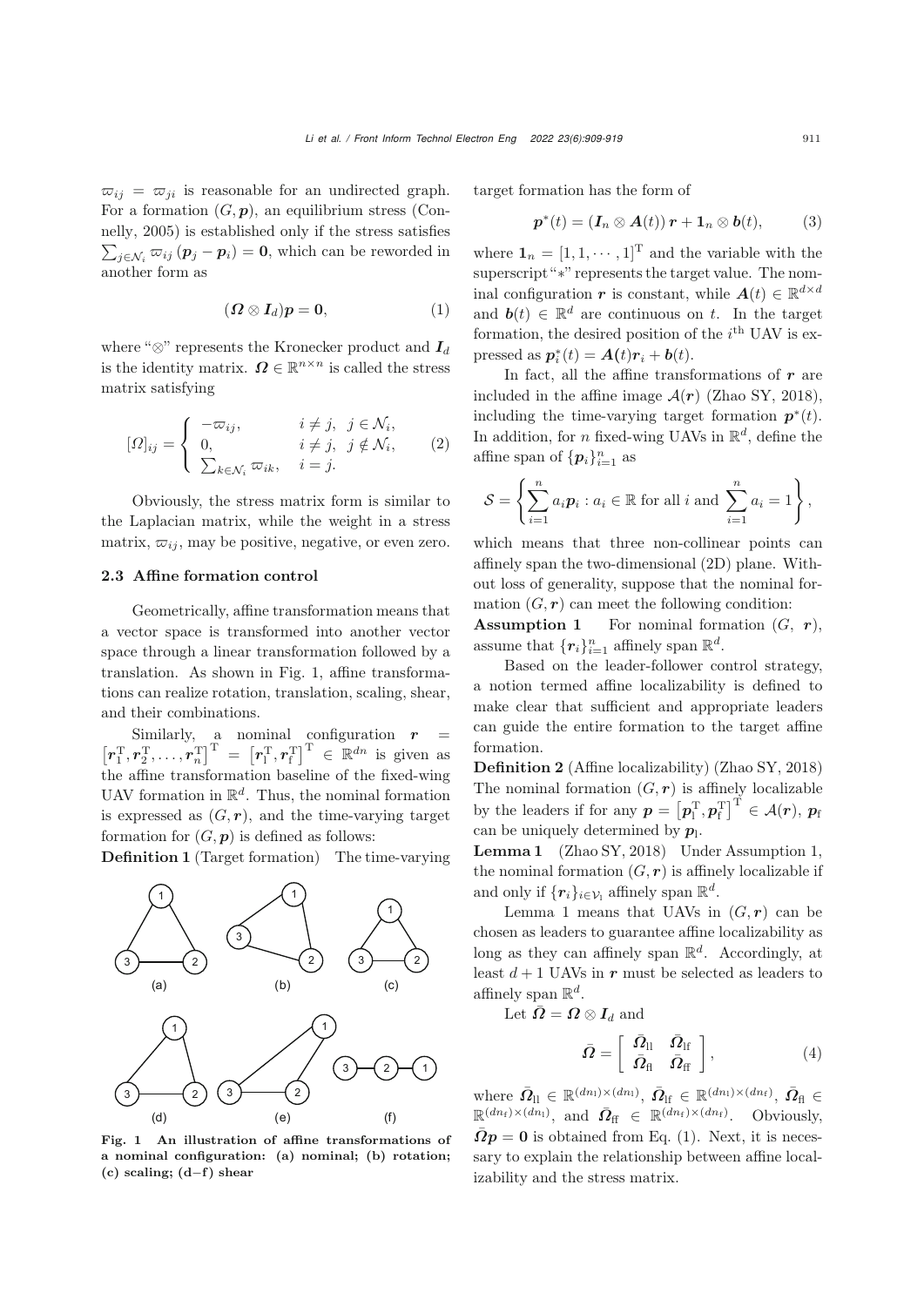$\varpi_{ij} = \varpi_{ji}$ is reasonable for an undirected graph. For a formation $(G, \boldsymbol{p})$, an equilibrium stress (Connelly, 2005) is established only if the stress satisfies $\sum_{j\in\mathcal{N}_i} \varpi_{ij}(\boldsymbol{p}_j - \boldsymbol{p}_i) = \boldsymbol{0}$, which can be reworded in another form as

$$(\boldsymbol{\Omega} \otimes \boldsymbol{I}_d)\boldsymbol{p} = \boldsymbol{0}, \tag{1}$$

where "$\otimes$" represents the Kronecker product and $\boldsymbol{I}_d$ is the identity matrix. $\boldsymbol{\Omega} \in \mathbb{R}^{n\times n}$ is called the stress matrix satisfying

$$[\Omega]_{ij} = \begin{cases} -\varpi_{ij}, & i \neq j, \ j \in \mathcal{N}_i, \\ 0, & i \neq j, \ j \notin \mathcal{N}_i, \\ \sum_{k\in\mathcal{N}_i} \varpi_{ik}, & i = j. \end{cases} \tag{2}$$

Obviously, the stress matrix form is similar to the Laplacian matrix, while the weight in a stress matrix, $\varpi_{ij}$, may be positive, negative, or even zero.

### 2.3 Affine formation control

Geometrically, affine transformation means that a vector space is transformed into another vector space through a linear transformation followed by a translation. As shown in Fig. 1, affine transformations can realize rotation, translation, scaling, shear, and their combinations.

Similarly, a nominal configuration $\boldsymbol{r} = \left[\boldsymbol{r}_1^{\mathrm{T}}, \boldsymbol{r}_2^{\mathrm{T}}, \ldots, \boldsymbol{r}_n^{\mathrm{T}}\right]^{\mathrm{T}} = \left[\boldsymbol{r}_{\mathrm{l}}^{\mathrm{T}}, \boldsymbol{r}_{\mathrm{f}}^{\mathrm{T}}\right]^{\mathrm{T}} \in \mathbb{R}^{dn}$ is given as the affine transformation baseline of the fixed-wing UAV formation in $\mathbb{R}^d$. Thus, the nominal formation is expressed as $(G, \boldsymbol{r})$, and the time-varying target formation for $(G, \boldsymbol{p})$ is defined as follows:

**Definition 1** (Target formation) The time-varying target formation has the form of

$$\boldsymbol{p}^*(t) = (\boldsymbol{I}_n \otimes \boldsymbol{A}(t))\,\boldsymbol{r} + \boldsymbol{1}_n \otimes \boldsymbol{b}(t), \tag{3}$$

where $\boldsymbol{1}_n = [1, 1, \cdots, 1]^{\mathrm{T}}$ and the variable with the superscript "$*$" represents the target value. The nominal configuration $\boldsymbol{r}$ is constant, while $\boldsymbol{A}(t) \in \mathbb{R}^{d\times d}$ and $\boldsymbol{b}(t) \in \mathbb{R}^d$ are continuous on $t$. In the target formation, the desired position of the $i^{\text{th}}$ UAV is expressed as $\boldsymbol{p}_i^*(t) = \boldsymbol{A}(t)\boldsymbol{r}_i + \boldsymbol{b}(t)$.

Fig. 1 An illustration of affine transformations of a nominal configuration: (a) nominal; (b) rotation; (c) scaling; (d–f) shear

In fact, all the affine transformations of $\boldsymbol{r}$ are included in the affine image $\mathcal{A}(\boldsymbol{r})$ (Zhao SY, 2018), including the time-varying target formation $\boldsymbol{p}^*(t)$. In addition, for $n$ fixed-wing UAVs in $\mathbb{R}^d$, define the affine span of $\{\boldsymbol{p}_i\}_{i=1}^n$ as

$$\mathcal{S} = \left\{ \sum_{i=1}^n a_i \boldsymbol{p}_i : a_i \in \mathbb{R} \text{ for all } i \text{ and } \sum_{i=1}^n a_i = 1 \right\},$$

which means that three non-collinear points can affinely span the two-dimensional (2D) plane. Without loss of generality, suppose that the nominal formation $(G, \boldsymbol{r})$ can meet the following condition:

**Assumption 1** For nominal formation $(G, \boldsymbol{r})$, assume that $\{\boldsymbol{r}_i\}_{i=1}^n$ affinely span $\mathbb{R}^d$.

Based on the leader-follower control strategy, a notion termed affine localizability is defined to make clear that sufficient and appropriate leaders can guide the entire formation to the target affine formation.

**Definition 2** (Affine localizability) (Zhao SY, 2018) The nominal formation $(G, \boldsymbol{r})$ is affinely localizable by the leaders if for any $\boldsymbol{p} = \left[\boldsymbol{p}_{\mathrm{l}}^{\mathrm{T}}, \boldsymbol{p}_{\mathrm{f}}^{\mathrm{T}}\right]^{\mathrm{T}} \in \mathcal{A}(\boldsymbol{r})$, $\boldsymbol{p}_{\mathrm{f}}$ can be uniquely determined by $\boldsymbol{p}_{\mathrm{l}}$.

**Lemma 1** (Zhao SY, 2018) Under Assumption 1, the nominal formation $(G, \boldsymbol{r})$ is affinely localizable if and only if $\{\boldsymbol{r}_i\}_{i\in\mathcal{V}_{\mathrm{l}}}$ affinely span $\mathbb{R}^d$.

Lemma 1 means that UAVs in $(G, \boldsymbol{r})$ can be chosen as leaders to guarantee affine localizability as long as they can affinely span $\mathbb{R}^d$. Accordingly, at least $d + 1$ UAVs in $\boldsymbol{r}$ must be selected as leaders to affinely span $\mathbb{R}^d$.

Let $\bar{\boldsymbol{\Omega}} = \boldsymbol{\Omega} \otimes \boldsymbol{I}_d$ and

$$\bar{\boldsymbol{\Omega}} = \begin{bmatrix} \bar{\boldsymbol{\Omega}}_{\mathrm{ll}} & \bar{\boldsymbol{\Omega}}_{\mathrm{lf}} \\ \bar{\boldsymbol{\Omega}}_{\mathrm{fl}} & \bar{\boldsymbol{\Omega}}_{\mathrm{ff}} \end{bmatrix}, \tag{4}$$

where $\bar{\boldsymbol{\Omega}}_{\mathrm{ll}} \in \mathbb{R}^{(dn_{\mathrm{l}})\times(dn_{\mathrm{l}})}$, $\bar{\boldsymbol{\Omega}}_{\mathrm{lf}} \in \mathbb{R}^{(dn_{\mathrm{l}})\times(dn_{\mathrm{f}})}$, $\bar{\boldsymbol{\Omega}}_{\mathrm{fl}} \in \mathbb{R}^{(dn_{\mathrm{f}})\times(dn_{\mathrm{l}})}$, and $\bar{\boldsymbol{\Omega}}_{\mathrm{ff}} \in \mathbb{R}^{(dn_{\mathrm{f}})\times(dn_{\mathrm{f}})}$. Obviously, $\bar{\boldsymbol{\Omega}}\boldsymbol{p} = \boldsymbol{0}$ is obtained from Eq. (1). Next, it is necessary to explain the relationship between affine localizability and the stress matrix.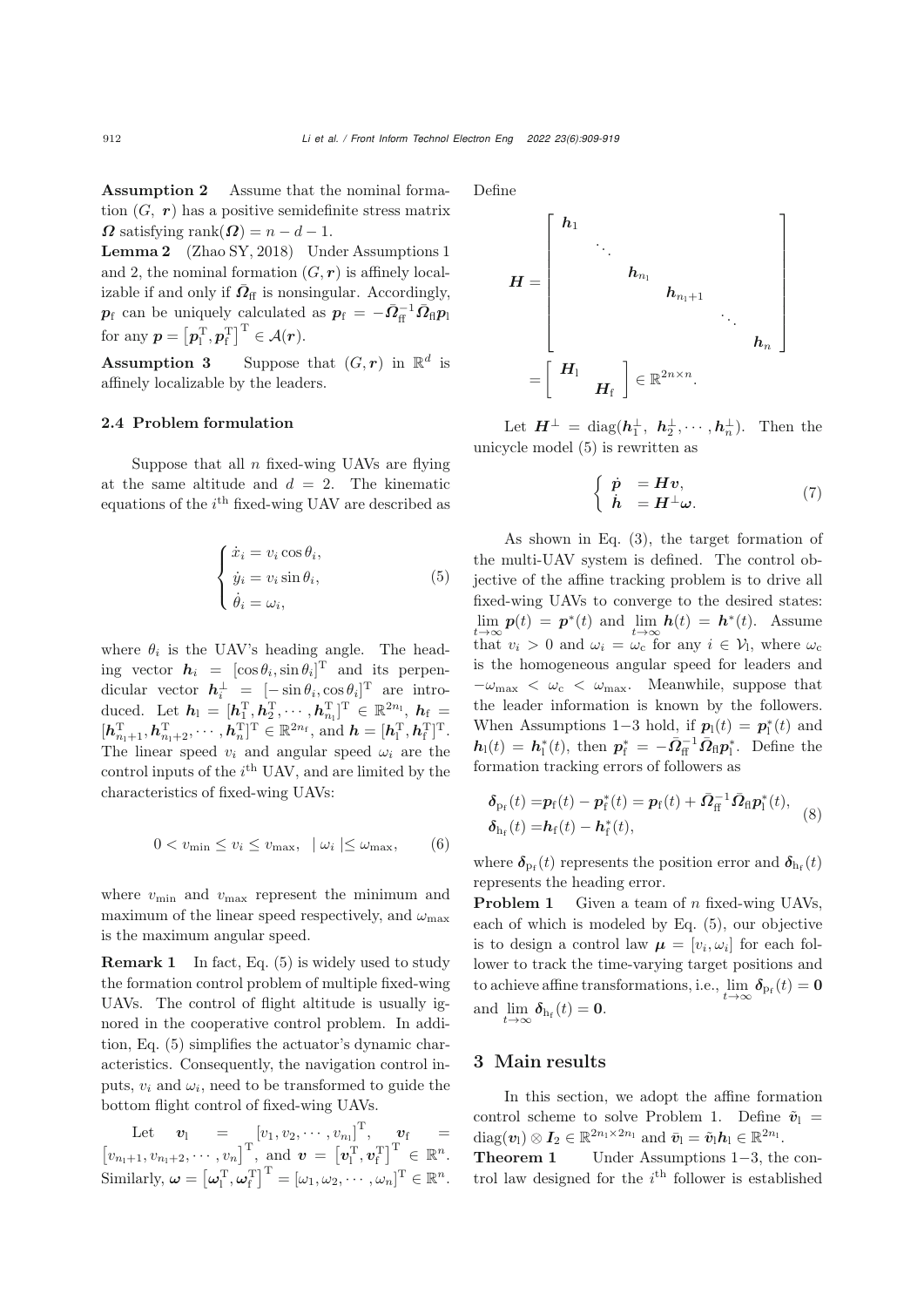**Assumption 2** Assume that the nominal formation $(G,\ \boldsymbol{r})$ has a positive semidefinite stress matrix $\boldsymbol{\Omega}$ satisfying $\operatorname{rank}(\boldsymbol{\Omega}) = n - d - 1$.

**Lemma 2** (Zhao SY, 2018) Under Assumptions 1 and 2, the nominal formation $(G, \boldsymbol{r})$ is affinely localizable if and only if $\bar{\boldsymbol{\Omega}}_{\mathrm{ff}}$ is nonsingular. Accordingly, $\boldsymbol{p}_{\mathrm{f}}$ can be uniquely calculated as $\boldsymbol{p}_{\mathrm{f}} = -\bar{\boldsymbol{\Omega}}_{\mathrm{ff}}^{-1}\bar{\boldsymbol{\Omega}}_{\mathrm{fl}}\boldsymbol{p}_{\mathrm{l}}$ for any $\boldsymbol{p} = \left[\boldsymbol{p}_{\mathrm{l}}^{\mathrm{T}}, \boldsymbol{p}_{\mathrm{f}}^{\mathrm{T}}\right]^{\mathrm{T}} \in \mathcal{A}(\boldsymbol{r})$.

**Assumption 3** Suppose that $(G, \boldsymbol{r})$ in $\mathbb{R}^d$ is affinely localizable by the leaders.

### 2.4 Problem formulation

Suppose that all $n$ fixed-wing UAVs are flying at the same altitude and $d = 2$. The kinematic equations of the $i^{\text{th}}$ fixed-wing UAV are described as

$$\begin{cases} \dot{x}_i = v_i \cos\theta_i, \\ \dot{y}_i = v_i \sin\theta_i, \\ \dot{\theta}_i = \omega_i, \end{cases} \tag{5}$$

where $\theta_i$ is the UAV's heading angle. The heading vector $\boldsymbol{h}_i = [\cos\theta_i, \sin\theta_i]^{\mathrm{T}}$ and its perpendicular vector $\boldsymbol{h}_i^{\perp} = [-\sin\theta_i, \cos\theta_i]^{\mathrm{T}}$ are introduced. Let $\boldsymbol{h}_{\mathrm{l}} = [\boldsymbol{h}_1^{\mathrm{T}}, \boldsymbol{h}_2^{\mathrm{T}}, \cdots, \boldsymbol{h}_{n_{\mathrm{l}}}^{\mathrm{T}}]^{\mathrm{T}} \in \mathbb{R}^{2n_{\mathrm{l}}}$, $\boldsymbol{h}_{\mathrm{f}} = [\boldsymbol{h}_{n_{\mathrm{l}}+1}^{\mathrm{T}}, \boldsymbol{h}_{n_{\mathrm{l}}+2}^{\mathrm{T}}, \cdots, \boldsymbol{h}_n^{\mathrm{T}}]^{\mathrm{T}} \in \mathbb{R}^{2n_{\mathrm{f}}}$, and $\boldsymbol{h} = [\boldsymbol{h}_{\mathrm{l}}^{\mathrm{T}}, \boldsymbol{h}_{\mathrm{f}}^{\mathrm{T}}]^{\mathrm{T}}$. The linear speed $v_i$ and angular speed $\omega_i$ are the control inputs of the $i^{\text{th}}$ UAV, and are limited by the characteristics of fixed-wing UAVs:

$$0 < v_{\min} \leq v_i \leq v_{\max}, \quad |\,\omega_i\,| \leq \omega_{\max}, \tag{6}$$

where $v_{\min}$ and $v_{\max}$ represent the minimum and maximum of the linear speed respectively, and $\omega_{\max}$ is the maximum angular speed.

**Remark 1** In fact, Eq. (5) is widely used to study the formation control problem of multiple fixed-wing UAVs. The control of flight altitude is usually ignored in the cooperative control problem. In addition, Eq. (5) simplifies the actuator's dynamic characteristics. Consequently, the navigation control inputs, $v_i$ and $\omega_i$, need to be transformed to guide the bottom flight control of fixed-wing UAVs.

Let $\boldsymbol{v}_{\mathrm{l}} = [v_1, v_2, \cdots, v_{n_{\mathrm{l}}}]^{\mathrm{T}}$, $\boldsymbol{v}_{\mathrm{f}} = [v_{n_{\mathrm{l}}+1}, v_{n_{\mathrm{l}}+2}, \cdots, v_n]^{\mathrm{T}}$, and $\boldsymbol{v} = \left[\boldsymbol{v}_{\mathrm{l}}^{\mathrm{T}}, \boldsymbol{v}_{\mathrm{f}}^{\mathrm{T}}\right]^{\mathrm{T}} \in \mathbb{R}^n$. Similarly, $\boldsymbol{\omega} = \left[\boldsymbol{\omega}_{\mathrm{l}}^{\mathrm{T}}, \boldsymbol{\omega}_{\mathrm{f}}^{\mathrm{T}}\right]^{\mathrm{T}} = [\omega_1, \omega_2, \cdots, \omega_n]^{\mathrm{T}} \in \mathbb{R}^n$. Define

$$\boldsymbol{H} = \begin{bmatrix} \boldsymbol{h}_1 & & & & & \\ & \ddots & & & & \\ & & \boldsymbol{h}_{n_{\mathrm{l}}} & & & \\ & & & \boldsymbol{h}_{n_{\mathrm{l}}+1} & & \\ & & & & \ddots & \\ & & & & & \boldsymbol{h}_n \end{bmatrix} = \begin{bmatrix} \boldsymbol{H}_{\mathrm{l}} & \\ & \boldsymbol{H}_{\mathrm{f}} \end{bmatrix} \in \mathbb{R}^{2n \times n}.$$

Let $\boldsymbol{H}^{\perp} = \operatorname{diag}(\boldsymbol{h}_1^{\perp},\ \boldsymbol{h}_2^{\perp}, \cdots, \boldsymbol{h}_n^{\perp})$. Then the unicycle model (5) is rewritten as

$$\begin{cases} \dot{\boldsymbol{p}} &= \boldsymbol{H}\boldsymbol{v}, \\ \dot{\boldsymbol{h}} &= \boldsymbol{H}^{\perp}\boldsymbol{\omega}. \end{cases} \tag{7}$$

As shown in Eq. (3), the target formation of the multi-UAV system is defined. The control objective of the affine tracking problem is to drive all fixed-wing UAVs to converge to the desired states: $\lim\limits_{t\to\infty} \boldsymbol{p}(t) = \boldsymbol{p}^*(t)$ and $\lim\limits_{t\to\infty} \boldsymbol{h}(t) = \boldsymbol{h}^*(t)$. Assume that $v_i > 0$ and $\omega_i = \omega_{\mathrm{c}}$ for any $i \in \mathcal{V}_{\mathrm{l}}$, where $\omega_{\mathrm{c}}$ is the homogeneous angular speed for leaders and $-\omega_{\max} < \omega_{\mathrm{c}} < \omega_{\max}$. Meanwhile, suppose that the leader information is known by the followers. When Assumptions 1–3 hold, if $\boldsymbol{p}_{\mathrm{l}}(t) = \boldsymbol{p}_{\mathrm{l}}^*(t)$ and $\boldsymbol{h}_{\mathrm{l}}(t) = \boldsymbol{h}_{\mathrm{l}}^*(t)$, then $\boldsymbol{p}_{\mathrm{f}}^* = -\bar{\boldsymbol{\Omega}}_{\mathrm{ff}}^{-1}\bar{\boldsymbol{\Omega}}_{\mathrm{fl}}\boldsymbol{p}_{\mathrm{l}}^*$. Define the formation tracking errors of followers as

$$\begin{aligned} \boldsymbol{\delta}_{\mathrm{p_f}}(t) &= \boldsymbol{p}_{\mathrm{f}}(t) - \boldsymbol{p}_{\mathrm{f}}^*(t) = \boldsymbol{p}_{\mathrm{f}}(t) + \bar{\boldsymbol{\Omega}}_{\mathrm{ff}}^{-1}\bar{\boldsymbol{\Omega}}_{\mathrm{fl}}\boldsymbol{p}_{\mathrm{l}}^*(t), \\ \boldsymbol{\delta}_{\mathrm{h_f}}(t) &= \boldsymbol{h}_{\mathrm{f}}(t) - \boldsymbol{h}_{\mathrm{f}}^*(t), \end{aligned} \tag{8}$$

where $\boldsymbol{\delta}_{\mathrm{p_f}}(t)$ represents the position error and $\boldsymbol{\delta}_{\mathrm{h_f}}(t)$ represents the heading error.

**Problem 1** Given a team of $n$ fixed-wing UAVs, each of which is modeled by Eq. (5), our objective is to design a control law $\boldsymbol{\mu} = [v_i, \omega_i]$ for each follower to track the time-varying target positions and to achieve affine transformations, i.e., $\lim\limits_{t\to\infty} \boldsymbol{\delta}_{\mathrm{p_f}}(t) = \boldsymbol{0}$ and $\lim\limits_{t\to\infty} \boldsymbol{\delta}_{\mathrm{h_f}}(t) = \boldsymbol{0}$.

## 3 Main results

In this section, we adopt the affine formation control scheme to solve Problem 1. Define $\tilde{\boldsymbol{v}}_{\mathrm{l}} = \operatorname{diag}(\boldsymbol{v}_{\mathrm{l}}) \otimes \boldsymbol{I}_2 \in \mathbb{R}^{2n_{\mathrm{l}} \times 2n_{\mathrm{l}}}$ and $\bar{\boldsymbol{v}}_{\mathrm{l}} = \tilde{\boldsymbol{v}}_{\mathrm{l}}\boldsymbol{h}_{\mathrm{l}} \in \mathbb{R}^{2n_{\mathrm{l}}}$.

**Theorem 1** Under Assumptions 1–3, the control law designed for the $i^{\text{th}}$ follower is established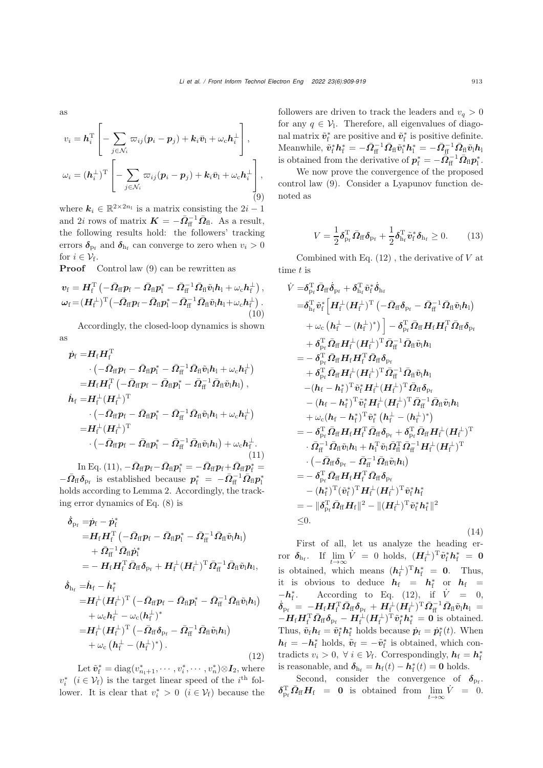as

$$
v_i = \boldsymbol{h}_i^{\mathrm{T}} \left[ -\sum_{j\in\mathcal{N}_i} \varpi_{ij}(\boldsymbol{p}_i - \boldsymbol{p}_j) + \boldsymbol{k}_i \bar{\boldsymbol{v}}_{\mathrm{l}} + \omega_{\mathrm{c}} \boldsymbol{h}_i^{\perp} \right],
$$

$$
\omega_i = (\boldsymbol{h}_i^{\perp})^{\mathrm{T}} \left[ -\sum_{j\in\mathcal{N}_i} \varpi_{ij}(\boldsymbol{p}_i - \boldsymbol{p}_j) + \boldsymbol{k}_i \bar{\boldsymbol{v}}_{\mathrm{l}} + \omega_{\mathrm{c}} \boldsymbol{h}_i^{\perp} \right], \tag{9}
$$

where $\boldsymbol{k}_i \in \mathbb{R}^{2\times 2n_{\mathrm{l}}}$ is a matrix consisting the $2i-1$ and $2i$ rows of matrix $\boldsymbol{K} = -\bar{\boldsymbol{\Omega}}_{\mathrm{ff}}^{-1}\bar{\boldsymbol{\Omega}}_{\mathrm{fl}}$. As a result, the following results hold: the followers' tracking errors $\boldsymbol{\delta}_{\mathrm{p_f}}$ and $\boldsymbol{\delta}_{\mathrm{h_f}}$ can converge to zero when $v_i > 0$ for $i \in \mathcal{V}_{\mathrm{f}}$.

**Proof** Control law (9) can be rewritten as

$$
\begin{aligned}
\boldsymbol{v}_{\mathrm{f}} &= \boldsymbol{H}_{\mathrm{f}}^{\mathrm{T}} \left( -\bar{\boldsymbol{\Omega}}_{\mathrm{ff}}\boldsymbol{p}_{\mathrm{f}} - \bar{\boldsymbol{\Omega}}_{\mathrm{fl}}\boldsymbol{p}_{\mathrm{l}}^* - \bar{\boldsymbol{\Omega}}_{\mathrm{ff}}^{-1}\bar{\boldsymbol{\Omega}}_{\mathrm{fl}}\tilde{\boldsymbol{v}}_{\mathrm{l}}\boldsymbol{h}_{\mathrm{l}} + \omega_{\mathrm{c}}\boldsymbol{h}_{\mathrm{f}}^{\perp} \right), \\
\boldsymbol{\omega}_{\mathrm{f}} &= (\boldsymbol{H}_{\mathrm{f}}^{\perp})^{\mathrm{T}} \left( -\bar{\boldsymbol{\Omega}}_{\mathrm{ff}}\boldsymbol{p}_{\mathrm{f}} - \bar{\boldsymbol{\Omega}}_{\mathrm{fl}}\boldsymbol{p}_{\mathrm{l}}^* - \bar{\boldsymbol{\Omega}}_{\mathrm{ff}}^{-1}\bar{\boldsymbol{\Omega}}_{\mathrm{fl}}\tilde{\boldsymbol{v}}_{\mathrm{l}}\boldsymbol{h}_{\mathrm{l}} + \omega_{\mathrm{c}}\boldsymbol{h}_{\mathrm{f}}^{\perp} \right).
\end{aligned} \tag{10}
$$

Accordingly, the closed-loop dynamics is shown as

$$
\begin{aligned}
\dot{\boldsymbol{p}}_{\mathrm{f}} =& \boldsymbol{H}_{\mathrm{f}}\boldsymbol{H}_{\mathrm{f}}^{\mathrm{T}} \\
&\cdot \left( -\bar{\boldsymbol{\Omega}}_{\mathrm{ff}}\boldsymbol{p}_{\mathrm{f}} - \bar{\boldsymbol{\Omega}}_{\mathrm{fl}}\boldsymbol{p}_{\mathrm{l}}^* - \bar{\boldsymbol{\Omega}}_{\mathrm{ff}}^{-1}\bar{\boldsymbol{\Omega}}_{\mathrm{fl}}\tilde{\boldsymbol{v}}_{\mathrm{l}}\boldsymbol{h}_{\mathrm{l}} + \omega_{\mathrm{c}}\boldsymbol{h}_{\mathrm{f}}^{\perp} \right) \\
=& \boldsymbol{H}_{\mathrm{f}}\boldsymbol{H}_{\mathrm{f}}^{\mathrm{T}} \left( -\bar{\boldsymbol{\Omega}}_{\mathrm{ff}}\boldsymbol{p}_{\mathrm{f}} - \bar{\boldsymbol{\Omega}}_{\mathrm{fl}}\boldsymbol{p}_{\mathrm{l}}^* - \bar{\boldsymbol{\Omega}}_{\mathrm{ff}}^{-1}\bar{\boldsymbol{\Omega}}_{\mathrm{fl}}\tilde{\boldsymbol{v}}_{\mathrm{l}}\boldsymbol{h}_{\mathrm{l}} \right), \\
\dot{\boldsymbol{h}}_{\mathrm{f}} =& \boldsymbol{H}_{\mathrm{f}}^{\perp}(\boldsymbol{H}_{\mathrm{f}}^{\perp})^{\mathrm{T}} \\
&\cdot \left( -\bar{\boldsymbol{\Omega}}_{\mathrm{ff}}\boldsymbol{p}_{\mathrm{f}} - \bar{\boldsymbol{\Omega}}_{\mathrm{fl}}\boldsymbol{p}_{\mathrm{l}}^* - \bar{\boldsymbol{\Omega}}_{\mathrm{ff}}^{-1}\bar{\boldsymbol{\Omega}}_{\mathrm{fl}}\tilde{\boldsymbol{v}}_{\mathrm{l}}\boldsymbol{h}_{\mathrm{l}} + \omega_{\mathrm{c}}\boldsymbol{h}_{\mathrm{f}}^{\perp} \right) \\
=& \boldsymbol{H}_{\mathrm{f}}^{\perp}(\boldsymbol{H}_{\mathrm{f}}^{\perp})^{\mathrm{T}} \\
&\cdot \left( -\bar{\boldsymbol{\Omega}}_{\mathrm{ff}}\boldsymbol{p}_{\mathrm{f}} - \bar{\boldsymbol{\Omega}}_{\mathrm{fl}}\boldsymbol{p}_{\mathrm{l}}^* - \bar{\boldsymbol{\Omega}}_{\mathrm{ff}}^{-1}\bar{\boldsymbol{\Omega}}_{\mathrm{fl}}\tilde{\boldsymbol{v}}_{\mathrm{l}}\boldsymbol{h}_{\mathrm{l}} \right) + \omega_{\mathrm{c}}\boldsymbol{h}_{\mathrm{f}}^{\perp}.
\end{aligned} \tag{11}
$$

In Eq. (11), $-\bar{\boldsymbol{\Omega}}_{\mathrm{ff}}\boldsymbol{p}_{\mathrm{f}} - \bar{\boldsymbol{\Omega}}_{\mathrm{fl}}\boldsymbol{p}_{\mathrm{l}}^* = -\bar{\boldsymbol{\Omega}}_{\mathrm{ff}}\boldsymbol{p}_{\mathrm{f}} + \bar{\boldsymbol{\Omega}}_{\mathrm{ff}}\boldsymbol{p}_{\mathrm{f}}^* = -\bar{\boldsymbol{\Omega}}_{\mathrm{ff}}\boldsymbol{\delta}_{\mathrm{p_f}}$ is established because $\boldsymbol{p}_{\mathrm{f}}^* = -\bar{\boldsymbol{\Omega}}_{\mathrm{ff}}^{-1}\bar{\boldsymbol{\Omega}}_{\mathrm{fl}}\boldsymbol{p}_{\mathrm{l}}^*$ holds according to Lemma 2. Accordingly, the tracking error dynamics of Eq. (8) is

$$
\begin{aligned}
\dot{\boldsymbol{\delta}}_{\mathrm{p_f}} =& \dot{\boldsymbol{p}}_{\mathrm{f}} - \dot{\boldsymbol{p}}_{\mathrm{f}}^* \\
=& \boldsymbol{H}_{\mathrm{f}}\boldsymbol{H}_{\mathrm{f}}^{\mathrm{T}} \left( -\bar{\boldsymbol{\Omega}}_{\mathrm{ff}}\boldsymbol{p}_{\mathrm{f}} - \bar{\boldsymbol{\Omega}}_{\mathrm{fl}}\boldsymbol{p}_{\mathrm{l}}^* - \bar{\boldsymbol{\Omega}}_{\mathrm{ff}}^{-1}\bar{\boldsymbol{\Omega}}_{\mathrm{fl}}\tilde{\boldsymbol{v}}_{\mathrm{l}}\boldsymbol{h}_{\mathrm{l}} \right) \\
&+ \bar{\boldsymbol{\Omega}}_{\mathrm{ff}}^{-1}\bar{\boldsymbol{\Omega}}_{\mathrm{fl}}\dot{\boldsymbol{p}}_{\mathrm{l}}^* \\
=& -\boldsymbol{H}_{\mathrm{f}}\boldsymbol{H}_{\mathrm{f}}^{\mathrm{T}}\bar{\boldsymbol{\Omega}}_{\mathrm{ff}}\boldsymbol{\delta}_{\mathrm{p_f}} + \boldsymbol{H}_{\mathrm{f}}^{\perp}(\boldsymbol{H}_{\mathrm{f}}^{\perp})^{\mathrm{T}}\bar{\boldsymbol{\Omega}}_{\mathrm{ff}}^{-1}\bar{\boldsymbol{\Omega}}_{\mathrm{fl}}\tilde{\boldsymbol{v}}_{\mathrm{l}}\boldsymbol{h}_{\mathrm{l}}, \\
\dot{\boldsymbol{\delta}}_{\mathrm{h_f}} =& \dot{\boldsymbol{h}}_{\mathrm{f}} - \dot{\boldsymbol{h}}_{\mathrm{f}}^* \\
=& \boldsymbol{H}_{\mathrm{f}}^{\perp}(\boldsymbol{H}_{\mathrm{f}}^{\perp})^{\mathrm{T}} \left( -\bar{\boldsymbol{\Omega}}_{\mathrm{ff}}\boldsymbol{p}_{\mathrm{f}} - \bar{\boldsymbol{\Omega}}_{\mathrm{fl}}\boldsymbol{p}_{\mathrm{l}}^* - \bar{\boldsymbol{\Omega}}_{\mathrm{ff}}^{-1}\bar{\boldsymbol{\Omega}}_{\mathrm{fl}}\tilde{\boldsymbol{v}}_{\mathrm{l}}\boldsymbol{h}_{\mathrm{l}} \right) \\
&+ \omega_{\mathrm{c}}\boldsymbol{h}_{\mathrm{f}}^{\perp} - \omega_{\mathrm{c}}(\boldsymbol{h}_{\mathrm{f}}^{\perp})^* \\
=& \boldsymbol{H}_{\mathrm{f}}^{\perp}(\boldsymbol{H}_{\mathrm{f}}^{\perp})^{\mathrm{T}} \left( -\bar{\boldsymbol{\Omega}}_{\mathrm{ff}}\boldsymbol{\delta}_{\mathrm{p_f}} - \bar{\boldsymbol{\Omega}}_{\mathrm{ff}}^{-1}\bar{\boldsymbol{\Omega}}_{\mathrm{fl}}\tilde{\boldsymbol{v}}_{\mathrm{l}}\boldsymbol{h}_{\mathrm{l}} \right) \\
&+ \omega_{\mathrm{c}} \left( \boldsymbol{h}_{\mathrm{f}}^{\perp} - (\boldsymbol{h}_{\mathrm{f}}^{\perp})^* \right).
\end{aligned} \tag{12}
$$

Let $\tilde{\boldsymbol{v}}_{\mathrm{f}}^* = \mathrm{diag}(v_{n_{\mathrm{l}}+1}^*, \cdots, v_i^*, \cdots, v_n^*) \otimes \boldsymbol{I}_2$, where $v_i^*$ $(i \in \mathcal{V}_{\mathrm{f}})$ is the target linear speed of the $i^{\text{th}}$ follower. It is clear that $v_i^* > 0$ $(i \in \mathcal{V}_{\mathrm{f}})$ because the followers are driven to track the leaders and $v_q > 0$ for any $q \in \mathcal{V}_{\mathrm{l}}$. Therefore, all eigenvalues of diagonal matrix $\tilde{\boldsymbol{v}}_{\mathrm{f}}^*$ are positive and $\tilde{\boldsymbol{v}}_{\mathrm{f}}^*$ is positive definite. Meanwhile, $\tilde{\boldsymbol{v}}_{\mathrm{f}}^*\boldsymbol{h}_{\mathrm{f}}^* = -\bar{\boldsymbol{\Omega}}_{\mathrm{ff}}^{-1}\bar{\boldsymbol{\Omega}}_{\mathrm{fl}}\tilde{\boldsymbol{v}}_{\mathrm{l}}^*\boldsymbol{h}_{\mathrm{l}}^* = -\bar{\boldsymbol{\Omega}}_{\mathrm{ff}}^{-1}\bar{\boldsymbol{\Omega}}_{\mathrm{fl}}\tilde{\boldsymbol{v}}_{\mathrm{l}}\boldsymbol{h}_{\mathrm{l}}$ is obtained from the derivative of $\boldsymbol{p}_{\mathrm{f}}^* = -\bar{\boldsymbol{\Omega}}_{\mathrm{ff}}^{-1}\bar{\boldsymbol{\Omega}}_{\mathrm{fl}}\boldsymbol{p}_{\mathrm{l}}^*$.

We now prove the convergence of the proposed control law (9). Consider a Lyapunov function denoted as

$$
V = \frac{1}{2}\boldsymbol{\delta}_{\mathrm{p_f}}^{\mathrm{T}}\bar{\boldsymbol{\Omega}}_{\mathrm{ff}}\boldsymbol{\delta}_{\mathrm{p_f}} + \frac{1}{2}\boldsymbol{\delta}_{\mathrm{h_f}}^{\mathrm{T}}\tilde{\boldsymbol{v}}_{\mathrm{f}}^*\boldsymbol{\delta}_{\mathrm{h_f}} \geq 0. \tag{13}
$$

Combined with Eq. (12) , the derivative of $V$ at time $t$ is

$$
\begin{aligned}
\dot{V} =& \boldsymbol{\delta}_{\mathrm{p_f}}^{\mathrm{T}}\bar{\boldsymbol{\Omega}}_{\mathrm{ff}}\dot{\boldsymbol{\delta}}_{\mathrm{p_f}} + \boldsymbol{\delta}_{\mathrm{h_f}}^{\mathrm{T}}\tilde{\boldsymbol{v}}_{\mathrm{f}}^*\dot{\boldsymbol{\delta}}_{\mathrm{h_f}} \\
=& \boldsymbol{\delta}_{\mathrm{h_f}}^{\mathrm{T}}\tilde{\boldsymbol{v}}_{\mathrm{f}}^* \Big[ \boldsymbol{H}_{\mathrm{f}}^{\perp}(\boldsymbol{H}_{\mathrm{f}}^{\perp})^{\mathrm{T}} \left( -\bar{\boldsymbol{\Omega}}_{\mathrm{ff}}\boldsymbol{\delta}_{\mathrm{p_f}} - \bar{\boldsymbol{\Omega}}_{\mathrm{ff}}^{-1}\bar{\boldsymbol{\Omega}}_{\mathrm{fl}}\tilde{\boldsymbol{v}}_{\mathrm{l}}\boldsymbol{h}_{\mathrm{l}} \right) \\
&+ \omega_{\mathrm{c}} \left( \boldsymbol{h}_{\mathrm{f}}^{\perp} - (\boldsymbol{h}_{\mathrm{f}}^{\perp})^* \right) \Big] - \boldsymbol{\delta}_{\mathrm{p_f}}^{\mathrm{T}}\bar{\boldsymbol{\Omega}}_{\mathrm{ff}}\boldsymbol{H}_{\mathrm{f}}\boldsymbol{H}_{\mathrm{f}}^{\mathrm{T}}\bar{\boldsymbol{\Omega}}_{\mathrm{ff}}\boldsymbol{\delta}_{\mathrm{p_f}} \\
&+ \boldsymbol{\delta}_{\mathrm{p_f}}^{\mathrm{T}}\bar{\boldsymbol{\Omega}}_{\mathrm{ff}}\boldsymbol{H}_{\mathrm{f}}^{\perp}(\boldsymbol{H}_{\mathrm{f}}^{\perp})^{\mathrm{T}}\bar{\boldsymbol{\Omega}}_{\mathrm{ff}}^{-1}\bar{\boldsymbol{\Omega}}_{\mathrm{fl}}\tilde{\boldsymbol{v}}_{\mathrm{l}}\boldsymbol{h}_{\mathrm{l}} \\
=& -\boldsymbol{\delta}_{\mathrm{p_f}}^{\mathrm{T}}\bar{\boldsymbol{\Omega}}_{\mathrm{ff}}\boldsymbol{H}_{\mathrm{f}}\boldsymbol{H}_{\mathrm{f}}^{\mathrm{T}}\bar{\boldsymbol{\Omega}}_{\mathrm{ff}}\boldsymbol{\delta}_{\mathrm{p_f}} \\
&+ \boldsymbol{\delta}_{\mathrm{p_f}}^{\mathrm{T}}\bar{\boldsymbol{\Omega}}_{\mathrm{ff}}\boldsymbol{H}_{\mathrm{f}}^{\perp}(\boldsymbol{H}_{\mathrm{f}}^{\perp})^{\mathrm{T}}\bar{\boldsymbol{\Omega}}_{\mathrm{ff}}^{-1}\bar{\boldsymbol{\Omega}}_{\mathrm{fl}}\tilde{\boldsymbol{v}}_{\mathrm{l}}\boldsymbol{h}_{\mathrm{l}} \\
&-(\boldsymbol{h}_{\mathrm{f}} - \boldsymbol{h}_{\mathrm{f}}^*)^{\mathrm{T}}\tilde{\boldsymbol{v}}_{\mathrm{f}}^*\boldsymbol{H}_{\mathrm{f}}^{\perp}(\boldsymbol{H}_{\mathrm{f}}^{\perp})^{\mathrm{T}}\bar{\boldsymbol{\Omega}}_{\mathrm{ff}}\boldsymbol{\delta}_{\mathrm{p_f}} \\
&- (\boldsymbol{h}_{\mathrm{f}} - \boldsymbol{h}_{\mathrm{f}}^*)^{\mathrm{T}}\tilde{\boldsymbol{v}}_{\mathrm{f}}^*\boldsymbol{H}_{\mathrm{f}}^{\perp}(\boldsymbol{H}_{\mathrm{f}}^{\perp})^{\mathrm{T}}\bar{\boldsymbol{\Omega}}_{\mathrm{ff}}^{-1}\bar{\boldsymbol{\Omega}}_{\mathrm{fl}}\tilde{\boldsymbol{v}}_{\mathrm{l}}\boldsymbol{h}_{\mathrm{l}} \\
&+ \omega_{\mathrm{c}}(\boldsymbol{h}_{\mathrm{f}} - \boldsymbol{h}_{\mathrm{f}}^*)^{\mathrm{T}}\tilde{\boldsymbol{v}}_{\mathrm{f}}^* \left( \boldsymbol{h}_{\mathrm{f}}^{\perp} - (\boldsymbol{h}_{\mathrm{f}}^{\perp})^* \right) \\
=& -\boldsymbol{\delta}_{\mathrm{p_f}}^{\mathrm{T}}\bar{\boldsymbol{\Omega}}_{\mathrm{ff}}\boldsymbol{H}_{\mathrm{f}}\boldsymbol{H}_{\mathrm{f}}^{\mathrm{T}}\bar{\boldsymbol{\Omega}}_{\mathrm{ff}}\boldsymbol{\delta}_{\mathrm{p_f}} + \boldsymbol{\delta}_{\mathrm{p_f}}^{\mathrm{T}}\bar{\boldsymbol{\Omega}}_{\mathrm{ff}}\boldsymbol{H}_{\mathrm{f}}^{\perp}(\boldsymbol{H}_{\mathrm{f}}^{\perp})^{\mathrm{T}} \\
&\cdot \bar{\boldsymbol{\Omega}}_{\mathrm{ff}}^{-1}\bar{\boldsymbol{\Omega}}_{\mathrm{fl}}\tilde{\boldsymbol{v}}_{\mathrm{l}}\boldsymbol{h}_{\mathrm{l}} + \boldsymbol{h}_{\mathrm{l}}^{\mathrm{T}}\tilde{\boldsymbol{v}}_{\mathrm{l}}\bar{\boldsymbol{\Omega}}_{\mathrm{fl}}^{\mathrm{T}}\bar{\boldsymbol{\Omega}}_{\mathrm{ff}}^{-1}\boldsymbol{H}_{\mathrm{f}}^{\perp}(\boldsymbol{H}_{\mathrm{f}}^{\perp})^{\mathrm{T}} \\
&\cdot \left( -\bar{\boldsymbol{\Omega}}_{\mathrm{ff}}\boldsymbol{\delta}_{\mathrm{p_f}} - \bar{\boldsymbol{\Omega}}_{\mathrm{ff}}^{-1}\bar{\boldsymbol{\Omega}}_{\mathrm{fl}}\tilde{\boldsymbol{v}}_{\mathrm{l}}\boldsymbol{h}_{\mathrm{l}} \right) \\
=& -\boldsymbol{\delta}_{\mathrm{p_f}}^{\mathrm{T}}\bar{\boldsymbol{\Omega}}_{\mathrm{ff}}\boldsymbol{H}_{\mathrm{f}}\boldsymbol{H}_{\mathrm{f}}^{\mathrm{T}}\bar{\boldsymbol{\Omega}}_{\mathrm{ff}}\boldsymbol{\delta}_{\mathrm{p_f}} \\
&- (\boldsymbol{h}_{\mathrm{f}}^*)^{\mathrm{T}}(\tilde{\boldsymbol{v}}_{\mathrm{f}}^*)^{\mathrm{T}}\boldsymbol{H}_{\mathrm{f}}^{\perp}(\boldsymbol{H}_{\mathrm{f}}^{\perp})^{\mathrm{T}}\tilde{\boldsymbol{v}}_{\mathrm{f}}^*\boldsymbol{h}_{\mathrm{f}}^* \\
=& -\|\boldsymbol{\delta}_{\mathrm{p_f}}^{\mathrm{T}}\bar{\boldsymbol{\Omega}}_{\mathrm{ff}}\boldsymbol{H}_{\mathrm{f}}\|^2 - \|(\boldsymbol{H}_{\mathrm{f}}^{\perp})^{\mathrm{T}}\tilde{\boldsymbol{v}}_{\mathrm{f}}^*\boldsymbol{h}_{\mathrm{f}}^*\|^2 \\
\leq& 0.
\end{aligned} \tag{14}
$$

First of all, let us analyze the heading error $\boldsymbol{\delta}_{\mathrm{h_f}}$. If $\lim\limits_{t\to\infty}\dot{V} = 0$ holds, $(\boldsymbol{H}_{\mathrm{f}}^{\perp})^{\mathrm{T}}\tilde{\boldsymbol{v}}_{\mathrm{f}}^*\boldsymbol{h}_{\mathrm{f}}^* = \boldsymbol{0}$ is obtained, which means $(\boldsymbol{h}_{\mathrm{f}}^{\perp})^{\mathrm{T}}\boldsymbol{h}_{\mathrm{f}}^* = \boldsymbol{0}$. Thus, it is obvious to deduce $\boldsymbol{h}_{\mathrm{f}} = \boldsymbol{h}_{\mathrm{f}}^*$ or $\boldsymbol{h}_{\mathrm{f}} = -\boldsymbol{h}_{\mathrm{f}}^*$. According to Eq. (12), if $\dot{V} = 0$, $\dot{\boldsymbol{\delta}}_{\mathrm{p_f}} = -\boldsymbol{H}_{\mathrm{f}}\boldsymbol{H}_{\mathrm{f}}^{\mathrm{T}}\bar{\boldsymbol{\Omega}}_{\mathrm{ff}}\boldsymbol{\delta}_{\mathrm{p_f}} + \boldsymbol{H}_{\mathrm{f}}^{\perp}(\boldsymbol{H}_{\mathrm{f}}^{\perp})^{\mathrm{T}}\bar{\boldsymbol{\Omega}}_{\mathrm{ff}}^{-1}\bar{\boldsymbol{\Omega}}_{\mathrm{fl}}\tilde{\boldsymbol{v}}_{\mathrm{l}}\boldsymbol{h}_{\mathrm{l}} = -\boldsymbol{H}_{\mathrm{f}}\boldsymbol{H}_{\mathrm{f}}^{\mathrm{T}}\bar{\boldsymbol{\Omega}}_{\mathrm{ff}}\boldsymbol{\delta}_{\mathrm{p_f}} - \boldsymbol{H}_{\mathrm{f}}^{\perp}(\boldsymbol{H}_{\mathrm{f}}^{\perp})^{\mathrm{T}}\tilde{\boldsymbol{v}}_{\mathrm{f}}^*\boldsymbol{h}_{\mathrm{f}}^* = \boldsymbol{0}$ is obtained. Thus, $\tilde{\boldsymbol{v}}_{\mathrm{f}}\boldsymbol{h}_{\mathrm{f}} = \tilde{\boldsymbol{v}}_{\mathrm{f}}^*\boldsymbol{h}_{\mathrm{f}}^*$ holds because $\dot{\boldsymbol{p}}_{\mathrm{f}} = \dot{\boldsymbol{p}}_{\mathrm{f}}^*(t)$. When $\boldsymbol{h}_{\mathrm{f}} = -\boldsymbol{h}_{\mathrm{f}}^*$ holds, $\tilde{\boldsymbol{v}}_{\mathrm{f}} = -\tilde{\boldsymbol{v}}_{\mathrm{f}}^*$ is obtained, which contradicts $v_i > 0$, $\forall\, i \in \mathcal{V}_{\mathrm{f}}$. Correspondingly, $\boldsymbol{h}_{\mathrm{f}} = \boldsymbol{h}_{\mathrm{f}}^*$ is reasonable, and $\boldsymbol{\delta}_{\mathrm{h_f}} = \boldsymbol{h}_{\mathrm{f}}(t) - \boldsymbol{h}_{\mathrm{f}}^*(t) = \boldsymbol{0}$ holds.

Second, consider the convergence of $\boldsymbol{\delta}_{\mathrm{p_f}}$. $\boldsymbol{\delta}_{\mathrm{p_f}}^{\mathrm{T}}\bar{\boldsymbol{\Omega}}_{\mathrm{ff}}\boldsymbol{H}_{\mathrm{f}} = \boldsymbol{0}$ is obtained from $\lim\limits_{t\to\infty}\dot{V} = 0$.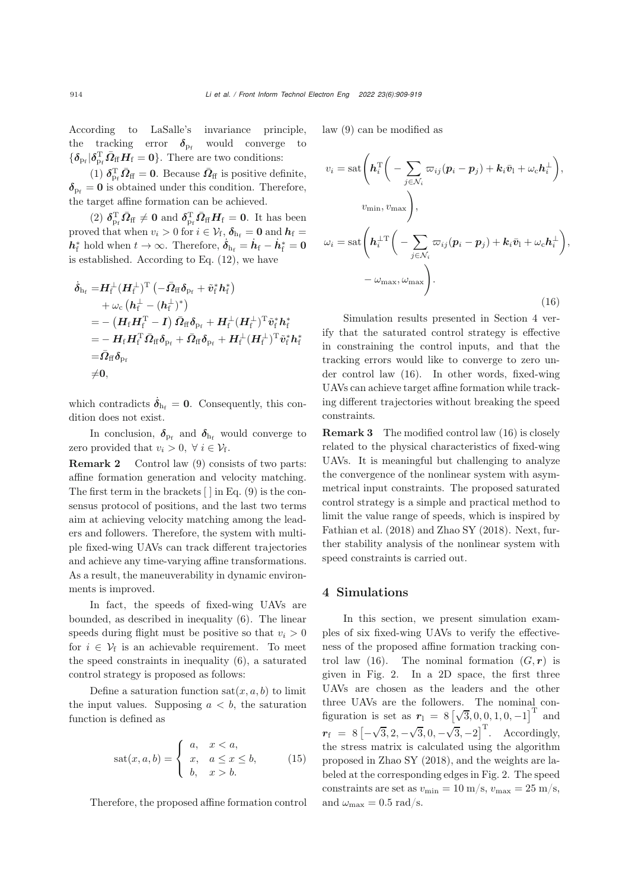According to LaSalle's invariance principle, the tracking error $\boldsymbol{\delta}_{\mathrm{p_f}}$ would converge to $\{\boldsymbol{\delta}_{\mathrm{p_f}} | \boldsymbol{\delta}_{\mathrm{p_f}}^{\mathrm{T}} \bar{\boldsymbol{\Omega}}_{\mathrm{ff}} \boldsymbol{H}_{\mathrm{f}} = \mathbf{0}\}$. There are two conditions:

(1) $\boldsymbol{\delta}_{\mathrm{p_f}}^{\mathrm{T}} \bar{\boldsymbol{\Omega}}_{\mathrm{ff}} = \mathbf{0}$. Because $\bar{\boldsymbol{\Omega}}_{\mathrm{ff}}$ is positive definite, $\boldsymbol{\delta}_{\mathrm{p_f}} = \mathbf{0}$ is obtained under this condition. Therefore, the target affine formation can be achieved.

(2) $\boldsymbol{\delta}_{\mathrm{p_f}}^{\mathrm{T}} \bar{\boldsymbol{\Omega}}_{\mathrm{ff}} \neq \mathbf{0}$ and $\boldsymbol{\delta}_{\mathrm{p_f}}^{\mathrm{T}} \bar{\boldsymbol{\Omega}}_{\mathrm{ff}} \boldsymbol{H}_{\mathrm{f}} = \mathbf{0}$. It has been proved that when $v_i > 0$ for $i \in \mathcal{V}_{\mathrm{f}}$, $\boldsymbol{\delta}_{\mathrm{h_f}} = \mathbf{0}$ and $\boldsymbol{h}_{\mathrm{f}} = \boldsymbol{h}_{\mathrm{f}}^*$ hold when $t \to \infty$. Therefore, $\dot{\boldsymbol{\delta}}_{\mathrm{h_f}} = \dot{\boldsymbol{h}}_{\mathrm{f}} - \dot{\boldsymbol{h}}_{\mathrm{f}}^* = \mathbf{0}$ is established. According to Eq. (12), we have

$$
\begin{aligned}
\dot{\boldsymbol{\delta}}_{\mathrm{h_f}} =& \boldsymbol{H}_{\mathrm{f}}^{\perp} (\boldsymbol{H}_{\mathrm{f}}^{\perp})^{\mathrm{T}} \left( -\bar{\boldsymbol{\Omega}}_{\mathrm{ff}} \boldsymbol{\delta}_{\mathrm{p_f}} + \tilde{\boldsymbol{v}}_{\mathrm{f}}^* \boldsymbol{h}_{\mathrm{f}}^* \right) \\
&+ \omega_{\mathrm{c}} \left( \boldsymbol{h}_{\mathrm{f}}^{\perp} - (\boldsymbol{h}_{\mathrm{f}}^{\perp})^* \right) \\
=& -\left( \boldsymbol{H}_{\mathrm{f}} \boldsymbol{H}_{\mathrm{f}}^{\mathrm{T}} - \boldsymbol{I} \right) \bar{\boldsymbol{\Omega}}_{\mathrm{ff}} \boldsymbol{\delta}_{\mathrm{p_f}} + \boldsymbol{H}_{\mathrm{f}}^{\perp} (\boldsymbol{H}_{\mathrm{f}}^{\perp})^{\mathrm{T}} \tilde{\boldsymbol{v}}_{\mathrm{f}}^* \boldsymbol{h}_{\mathrm{f}}^* \\
=& -\boldsymbol{H}_{\mathrm{f}} \boldsymbol{H}_{\mathrm{f}}^{\mathrm{T}} \bar{\boldsymbol{\Omega}}_{\mathrm{ff}} \boldsymbol{\delta}_{\mathrm{p_f}} + \bar{\boldsymbol{\Omega}}_{\mathrm{ff}} \boldsymbol{\delta}_{\mathrm{p_f}} + \boldsymbol{H}_{\mathrm{f}}^{\perp} (\boldsymbol{H}_{\mathrm{f}}^{\perp})^{\mathrm{T}} \tilde{\boldsymbol{v}}_{\mathrm{f}}^* \boldsymbol{h}_{\mathrm{f}}^* \\
=& \bar{\boldsymbol{\Omega}}_{\mathrm{ff}} \boldsymbol{\delta}_{\mathrm{p_f}} \\
\neq& \mathbf{0},
\end{aligned}
$$

which contradicts $\dot{\boldsymbol{\delta}}_{\mathrm{h_f}} = \mathbf{0}$. Consequently, this condition does not exist.

In conclusion, $\boldsymbol{\delta}_{\mathrm{p_f}}$ and $\boldsymbol{\delta}_{\mathrm{h_f}}$ would converge to zero provided that $v_i > 0$, $\forall\, i \in \mathcal{V}_{\mathrm{f}}$.

**Remark 2** Control law (9) consists of two parts: affine formation generation and velocity matching. The first term in the brackets [ ] in Eq. (9) is the consensus protocol of positions, and the last two terms aim at achieving velocity matching among the leaders and followers. Therefore, the system with multiple fixed-wing UAVs can track different trajectories and achieve any time-varying affine transformations. As a result, the maneuverability in dynamic environments is improved.

In fact, the speeds of fixed-wing UAVs are bounded, as described in inequality (6). The linear speeds during flight must be positive so that $v_i > 0$ for $i \in \mathcal{V}_{\mathrm{f}}$ is an achievable requirement. To meet the speed constraints in inequality (6), a saturated control strategy is proposed as follows:

Define a saturation function $\mathrm{sat}(x, a, b)$ to limit the input values. Supposing $a < b$, the saturation function is defined as

$$
\mathrm{sat}(x, a, b) = \begin{cases} a, & x < a, \\ x, & a \leq x \leq b, \\ b, & x > b. \end{cases} \tag{15}
$$

Therefore, the proposed affine formation control law (9) can be modified as

$$
\begin{aligned}
v_i =& \mathrm{sat}\Bigg( \boldsymbol{h}_i^{\mathrm{T}} \Bigg( -\sum_{j \in \mathcal{N}_i} \varpi_{ij} (\boldsymbol{p}_i - \boldsymbol{p}_j) + \boldsymbol{k}_i \bar{\boldsymbol{v}}_{\mathrm{l}} + \omega_{\mathrm{c}} \boldsymbol{h}_i^{\perp} \Bigg), \\
& v_{\min}, v_{\max} \Bigg), \\
\omega_i =& \mathrm{sat}\Bigg( \boldsymbol{h}_i^{\perp\mathrm{T}} \Bigg( -\sum_{j \in \mathcal{N}_i} \varpi_{ij} (\boldsymbol{p}_i - \boldsymbol{p}_j) + \boldsymbol{k}_i \bar{\boldsymbol{v}}_{\mathrm{l}} + \omega_{\mathrm{c}} \boldsymbol{h}_i^{\perp} \Bigg), \\
& -\omega_{\max}, \omega_{\max} \Bigg).
\end{aligned} \tag{16}
$$

Simulation results presented in Section 4 verify that the saturated control strategy is effective in constraining the control inputs, and that the tracking errors would like to converge to zero under control law (16). In other words, fixed-wing UAVs can achieve target affine formation while tracking different trajectories without breaking the speed constraints.

**Remark 3** The modified control law (16) is closely related to the physical characteristics of fixed-wing UAVs. It is meaningful but challenging to analyze the convergence of the nonlinear system with asymmetrical input constraints. The proposed saturated control strategy is a simple and practical method to limit the value range of speeds, which is inspired by Fathian et al. (2018) and Zhao SY (2018). Next, further stability analysis of the nonlinear system with speed constraints is carried out.

## 4 Simulations

In this section, we present simulation examples of six fixed-wing UAVs to verify the effectiveness of the proposed affine formation tracking control law (16). The nominal formation $(G, \boldsymbol{r})$ is given in Fig. 2. In a 2D space, the first three UAVs are chosen as the leaders and the other three UAVs are the followers. The nominal configuration is set as $\boldsymbol{r}_{\mathrm{l}} = 8\left[\sqrt{3}, 0, 0, 1, 0, -1\right]^{\mathrm{T}}$ and $\boldsymbol{r}_{\mathrm{f}} = 8\left[-\sqrt{3}, 2, -\sqrt{3}, 0, -\sqrt{3}, -2\right]^{\mathrm{T}}$. Accordingly, the stress matrix is calculated using the algorithm proposed in Zhao SY (2018), and the weights are labeled at the corresponding edges in Fig. 2. The speed constraints are set as $v_{\min} = 10$ m/s, $v_{\max} = 25$ m/s, and $\omega_{\max} = 0.5$ rad/s.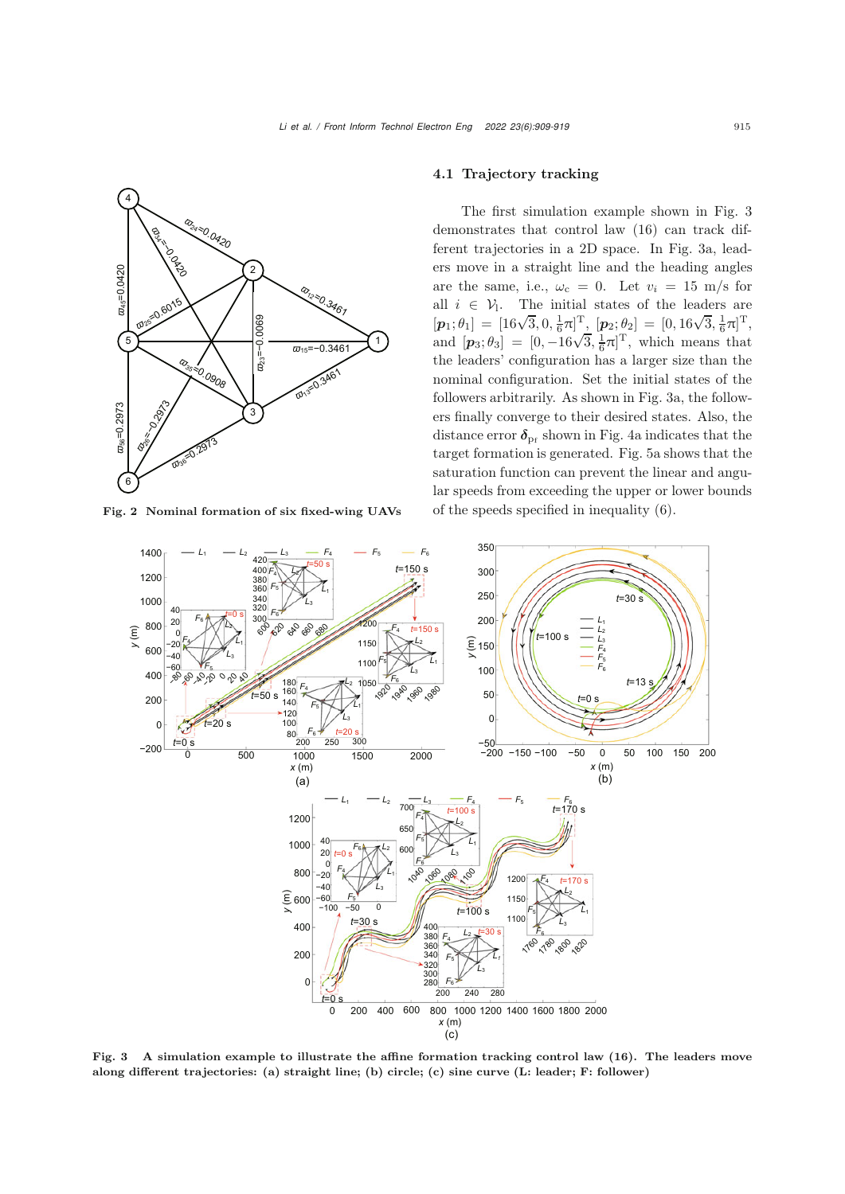Fig. 2 Nominal formation of six fixed-wing UAVs

### 4.1 Trajectory tracking

The first simulation example shown in Fig. 3 demonstrates that control law (16) can track different trajectories in a 2D space. In Fig. 3a, leaders move in a straight line and the heading angles are the same, i.e., $\omega_c = 0$. Let $v_i = 15$ m/s for all $i \in \mathcal{V}_l$. The initial states of the leaders are $[\boldsymbol{p}_1; \theta_1] = [16\sqrt{3}, 0, \frac{1}{6}\pi]^{\mathrm{T}}$, $[\boldsymbol{p}_2; \theta_2] = [0, 16\sqrt{3}, \frac{1}{6}\pi]^{\mathrm{T}}$, and $[\boldsymbol{p}_3; \theta_3] = [0, -16\sqrt{3}, \frac{1}{6}\pi]^{\mathrm{T}}$, which means that the leaders' configuration has a larger size than the nominal configuration. Set the initial states of the followers arbitrarily. As shown in Fig. 3a, the followers finally converge to their desired states. Also, the distance error $\boldsymbol{\delta}_{\mathrm{pf}}$ shown in Fig. 4a indicates that the target formation is generated. Fig. 5a shows that the saturation function can prevent the linear and angular speeds from exceeding the upper or lower bounds of the speeds specified in inequality (6).

**Fig. 3 A simulation example to illustrate the affine formation tracking control law (16). The leaders move along different trajectories: (a) straight line; (b) circle; (c) sine curve (L: leader; F: follower)**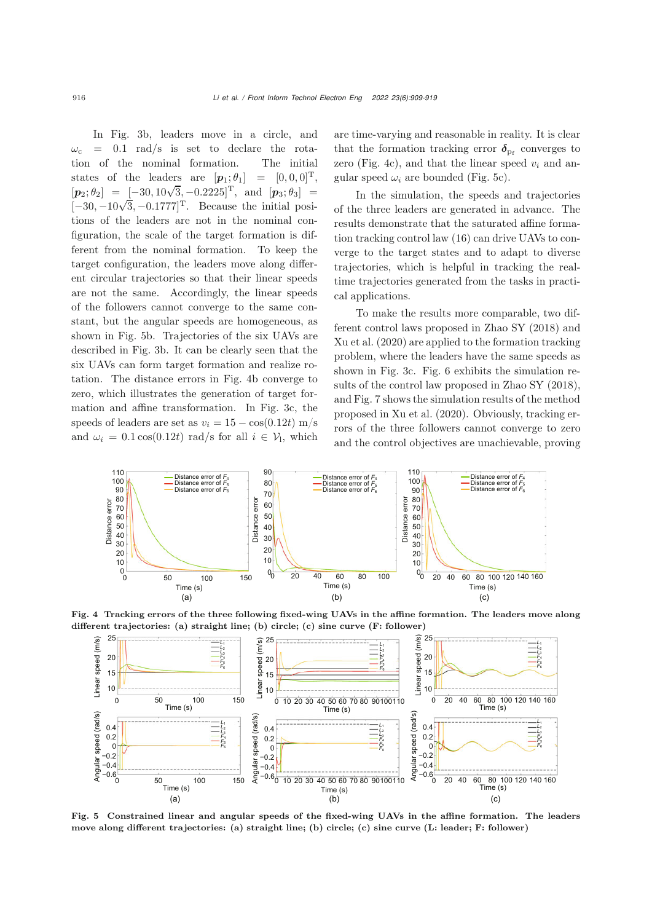In Fig. 3b, leaders move in a circle, and $\omega_c = 0.1$ rad/s is set to declare the rotation of the nominal formation. The initial states of the leaders are $[\boldsymbol{p}_1; \theta_1] = [0, 0, 0]^{\mathrm{T}}$, $[\boldsymbol{p}_2; \theta_2] = [-30, 10\sqrt{3}, -0.2225]^{\mathrm{T}}$, and $[\boldsymbol{p}_3; \theta_3] = [-30, -10\sqrt{3}, -0.1777]^{\mathrm{T}}$. Because the initial positions of the leaders are not in the nominal configuration, the scale of the target formation is different from the nominal formation. To keep the target configuration, the leaders move along different circular trajectories so that their linear speeds are not the same. Accordingly, the linear speeds of the followers cannot converge to the same constant, but the angular speeds are homogeneous, as shown in Fig. 5b. Trajectories of the six UAVs are described in Fig. 3b. It can be clearly seen that the six UAVs can form target formation and realize rotation. The distance errors in Fig. 4b converge to zero, which illustrates the generation of target formation and affine transformation. In Fig. 3c, the speeds of leaders are set as $v_i = 15 - \cos(0.12t)$ m/s and $\omega_i = 0.1\cos(0.12t)$ rad/s for all $i \in \mathcal{V}_{\mathrm{l}}$, which are time-varying and reasonable in reality. It is clear that the formation tracking error $\boldsymbol{\delta}_{p_{\mathrm{f}}}$ converges to zero (Fig. 4c), and that the linear speed $v_i$ and angular speed $\omega_i$ are bounded (Fig. 5c).

In the simulation, the speeds and trajectories of the three leaders are generated in advance. The results demonstrate that the saturated affine formation tracking control law (16) can drive UAVs to converge to the target states and to adapt to diverse trajectories, which is helpful in tracking the real-time trajectories generated from the tasks in practical applications.

To make the results more comparable, two different control laws proposed in Zhao SY (2018) and Xu et al. (2020) are applied to the formation tracking problem, where the leaders have the same speeds as shown in Fig. 3c. Fig. 6 exhibits the simulation results of the control law proposed in Zhao SY (2018), and Fig. 7 shows the simulation results of the method proposed in Xu et al. (2020). Obviously, tracking errors of the three followers cannot converge to zero and the control objectives are unachievable, proving

**Fig. 4 Tracking errors of the three following fixed-wing UAVs in the affine formation. The leaders move along different trajectories: (a) straight line; (b) circle; (c) sine curve (F: follower)**

**Fig. 5 Constrained linear and angular speeds of the fixed-wing UAVs in the affine formation. The leaders move along different trajectories: (a) straight line; (b) circle; (c) sine curve (L: leader; F: follower)**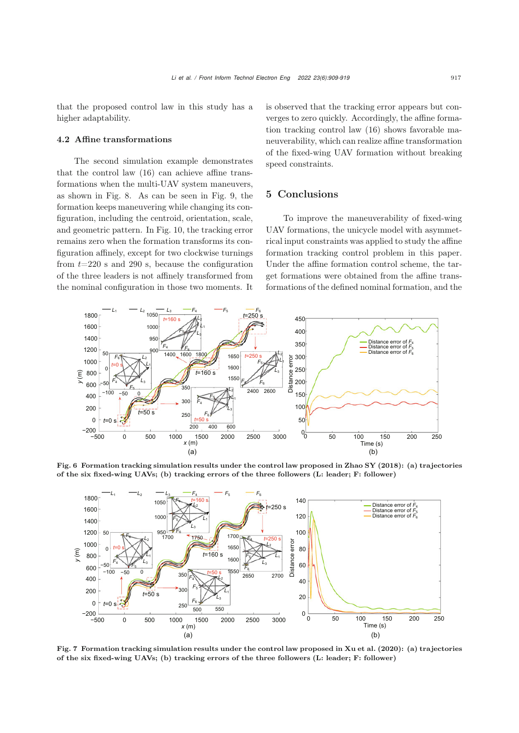that the proposed control law in this study has a higher adaptability.

### 4.2 Affine transformations

The second simulation example demonstrates that the control law (16) can achieve affine transformations when the multi-UAV system maneuvers, as shown in Fig. 8. As can be seen in Fig. 9, the formation keeps maneuvering while changing its configuration, including the centroid, orientation, scale, and geometric pattern. In Fig. 10, the tracking error remains zero when the formation transforms its configuration affinely, except for two clockwise turnings from $t$=220 s and 290 s, because the configuration of the three leaders is not affinely transformed from the nominal configuration in those two moments. It is observed that the tracking error appears but converges to zero quickly. Accordingly, the affine formation tracking control law (16) shows favorable maneuverability, which can realize affine transformation of the fixed-wing UAV formation without breaking speed constraints.

## 5 Conclusions

To improve the maneuverability of fixed-wing UAV formations, the unicycle model with asymmetrical input constraints was applied to study the affine formation tracking control problem in this paper. Under the affine formation control scheme, the target formations were obtained from the affine transformations of the defined nominal formation, and the

**Fig. 6 Formation tracking simulation results under the control law proposed in Zhao SY (2018): (a) trajectories of the six fixed-wing UAVs; (b) tracking errors of the three followers (L: leader; F: follower)**

**Fig. 7 Formation tracking simulation results under the control law proposed in Xu et al. (2020): (a) trajectories of the six fixed-wing UAVs; (b) tracking errors of the three followers (L: leader; F: follower)**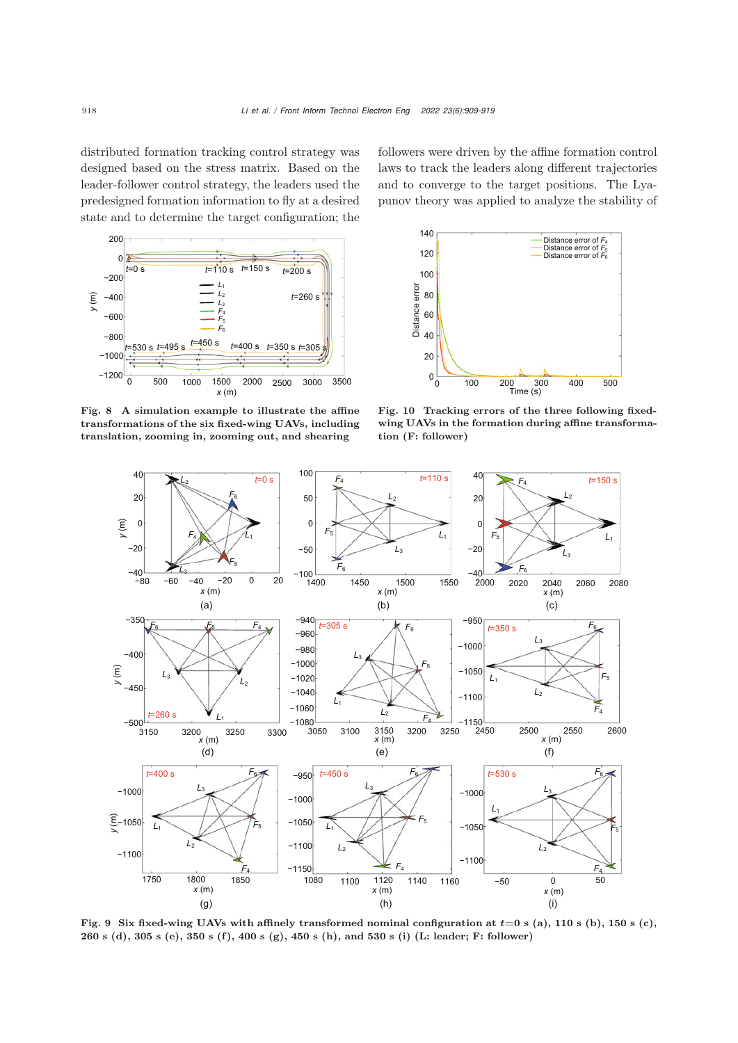distributed formation tracking control strategy was designed based on the stress matrix. Based on the leader-follower control strategy, the leaders used the predesigned formation information to fly at a desired state and to determine the target configuration; the followers were driven by the affine formation control laws to track the leaders along different trajectories and to converge to the target positions. The Lyapunov theory was applied to analyze the stability of

**Fig. 8 A simulation example to illustrate the affine transformations of the six fixed-wing UAVs, including translation, zooming in, zooming out, and shearing**

**Fig. 10 Tracking errors of the three following fixed-wing UAVs in the formation during affine transformation (F: follower)**

**Fig. 9 Six fixed-wing UAVs with affinely transformed nominal configuration at $t$=0 s (a), 110 s (b), 150 s (c), 260 s (d), 305 s (e), 350 s (f), 400 s (g), 450 s (h), and 530 s (i) (L: leader; F: follower)**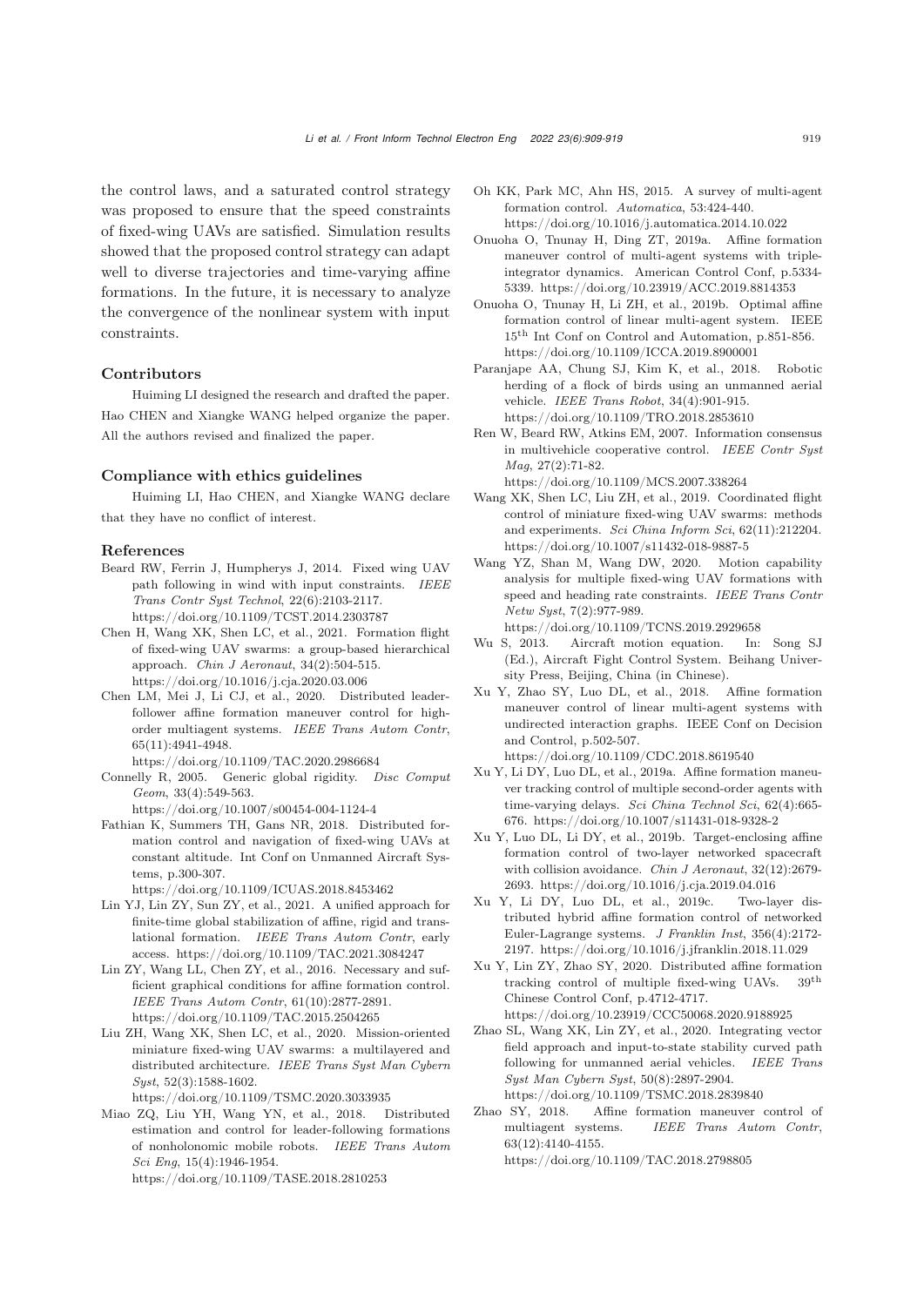the control laws, and a saturated control strategy was proposed to ensure that the speed constraints of fixed-wing UAVs are satisfied. Simulation results showed that the proposed control strategy can adapt well to diverse trajectories and time-varying affine formations. In the future, it is necessary to analyze the convergence of the nonlinear system with input constraints.

### Contributors

Huiming LI designed the research and drafted the paper. Hao CHEN and Xiangke WANG helped organize the paper. All the authors revised and finalized the paper.

### Compliance with ethics guidelines

Huiming LI, Hao CHEN, and Xiangke WANG declare that they have no conflict of interest.

### References

Beard RW, Ferrin J, Humpherys J, 2014. Fixed wing UAV path following in wind with input constraints. *IEEE Trans Contr Syst Technol*, 22(6):2103-2117. https://doi.org/10.1109/TCST.2014.2303787

Chen H, Wang XK, Shen LC, et al., 2021. Formation flight of fixed-wing UAV swarms: a group-based hierarchical approach. *Chin J Aeronaut*, 34(2):504-515. https://doi.org/10.1016/j.cja.2020.03.006

Chen LM, Mei J, Li CJ, et al., 2020. Distributed leader-follower affine formation maneuver control for high-order multiagent systems. *IEEE Trans Autom Contr*, 65(11):4941-4948. https://doi.org/10.1109/TAC.2020.2986684

Connelly R, 2005. Generic global rigidity. *Disc Comput Geom*, 33(4):549-563. https://doi.org/10.1007/s00454-004-1124-4

Fathian K, Summers TH, Gans NR, 2018. Distributed formation control and navigation of fixed-wing UAVs at constant altitude. Int Conf on Unmanned Aircraft Systems, p.300-307. https://doi.org/10.1109/ICUAS.2018.8453462

Lin YJ, Lin ZY, Sun ZY, et al., 2021. A unified approach for finite-time global stabilization of affine, rigid and translational formation. *IEEE Trans Autom Contr*, early access. https://doi.org/10.1109/TAC.2021.3084247

Lin ZY, Wang LL, Chen ZY, et al., 2016. Necessary and sufficient graphical conditions for affine formation control. *IEEE Trans Autom Contr*, 61(10):2877-2891. https://doi.org/10.1109/TAC.2015.2504265

Liu ZH, Wang XK, Shen LC, et al., 2020. Mission-oriented miniature fixed-wing UAV swarms: a multilayered and distributed architecture. *IEEE Trans Syst Man Cybern Syst*, 52(3):1588-1602. https://doi.org/10.1109/TSMC.2020.3033935

Miao ZQ, Liu YH, Wang YN, et al., 2018. Distributed estimation and control for leader-following formations of nonholonomic mobile robots. *IEEE Trans Autom Sci Eng*, 15(4):1946-1954. https://doi.org/10.1109/TASE.2018.2810253

Oh KK, Park MC, Ahn HS, 2015. A survey of multi-agent formation control. *Automatica*, 53:424-440. https://doi.org/10.1016/j.automatica.2014.10.022

Onuoha O, Tnunay H, Ding ZT, 2019a. Affine formation maneuver control of multi-agent systems with triple-integrator dynamics. American Control Conf, p.5334-5339. https://doi.org/10.23919/ACC.2019.8814353

Onuoha O, Tnunay H, Li ZH, et al., 2019b. Optimal affine formation control of linear multi-agent system. IEEE 15th Int Conf on Control and Automation, p.851-856. https://doi.org/10.1109/ICCA.2019.8900001

Paranjape AA, Chung SJ, Kim K, et al., 2018. Robotic herding of a flock of birds using an unmanned aerial vehicle. *IEEE Trans Robot*, 34(4):901-915. https://doi.org/10.1109/TRO.2018.2853610

Ren W, Beard RW, Atkins EM, 2007. Information consensus in multivehicle cooperative control. *IEEE Contr Syst Mag*, 27(2):71-82. https://doi.org/10.1109/MCS.2007.338264

Wang XK, Shen LC, Liu ZH, et al., 2019. Coordinated flight control of miniature fixed-wing UAV swarms: methods and experiments. *Sci China Inform Sci*, 62(11):212204. https://doi.org/10.1007/s11432-018-9887-5

Wang YZ, Shan M, Wang DW, 2020. Motion capability analysis for multiple fixed-wing UAV formations with speed and heading rate constraints. *IEEE Trans Contr Netw Syst*, 7(2):977-989. https://doi.org/10.1109/TCNS.2019.2929658

Wu S, 2013. Aircraft motion equation. In: Song SJ (Ed.), Aircraft Fight Control System. Beihang University Press, Beijing, China (in Chinese).

Xu Y, Zhao SY, Luo DL, et al., 2018. Affine formation maneuver control of linear multi-agent systems with undirected interaction graphs. IEEE Conf on Decision and Control, p.502-507. https://doi.org/10.1109/CDC.2018.8619540

Xu Y, Li DY, Luo DL, et al., 2019a. Affine formation maneuver tracking control of multiple second-order agents with time-varying delays. *Sci China Technol Sci*, 62(4):665-676. https://doi.org/10.1007/s11431-018-9328-2

Xu Y, Luo DL, Li DY, et al., 2019b. Target-enclosing affine formation control of two-layer networked spacecraft with collision avoidance. *Chin J Aeronaut*, 32(12):2679-2693. https://doi.org/10.1016/j.cja.2019.04.016

Xu Y, Li DY, Luo DL, et al., 2019c. Two-layer distributed hybrid affine formation control of networked Euler-Lagrange systems. *J Franklin Inst*, 356(4):2172-2197. https://doi.org/10.1016/j.jfranklin.2018.11.029

Xu Y, Lin ZY, Zhao SY, 2020. Distributed affine formation tracking control of multiple fixed-wing UAVs. 39th Chinese Control Conf, p.4712-4717. https://doi.org/10.23919/CCC50068.2020.9188925

Zhao SL, Wang XK, Lin ZY, et al., 2020. Integrating vector field approach and input-to-state stability curved path following for unmanned aerial vehicles. *IEEE Trans Syst Man Cybern Syst*, 50(8):2897-2904. https://doi.org/10.1109/TSMC.2018.2839840

Zhao SY, 2018. Affine formation maneuver control of multiagent systems. *IEEE Trans Autom Contr*, 63(12):4140-4155. https://doi.org/10.1109/TAC.2018.2798805